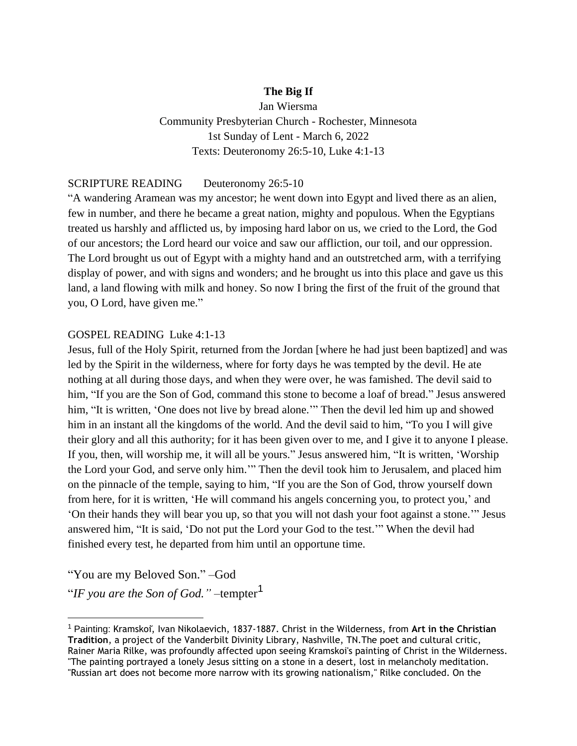# The Big If

Jan Wiersma
Community Presbyterian Church - Rochester, Minnesota
1st Sunday of Lent - March 6, 2022
Texts: Deuteronomy 26:5-10, Luke 4:1-13

SCRIPTURE READING Deuteronomy 26:5-10

"A wandering Aramean was my ancestor; he went down into Egypt and lived there as an alien, few in number, and there he became a great nation, mighty and populous. When the Egyptians treated us harshly and afflicted us, by imposing hard labor on us, we cried to the Lord, the God of our ancestors; the Lord heard our voice and saw our affliction, our toil, and our oppression. The Lord brought us out of Egypt with a mighty hand and an outstretched arm, with a terrifying display of power, and with signs and wonders; and he brought us into this place and gave us this land, a land flowing with milk and honey. So now I bring the first of the fruit of the ground that you, O Lord, have given me."

GOSPEL READING Luke 4:1-13

Jesus, full of the Holy Spirit, returned from the Jordan [where he had just been baptized] and was led by the Spirit in the wilderness, where for forty days he was tempted by the devil. He ate nothing at all during those days, and when they were over, he was famished. The devil said to him, "If you are the Son of God, command this stone to become a loaf of bread." Jesus answered him, "It is written, 'One does not live by bread alone.'" Then the devil led him up and showed him in an instant all the kingdoms of the world. And the devil said to him, "To you I will give their glory and all this authority; for it has been given over to me, and I give it to anyone I please. If you, then, will worship me, it will all be yours." Jesus answered him, "It is written, 'Worship the Lord your God, and serve only him.'" Then the devil took him to Jerusalem, and placed him on the pinnacle of the temple, saying to him, "If you are the Son of God, throw yourself down from here, for it is written, 'He will command his angels concerning you, to protect you,' and 'On their hands they will bear you up, so that you will not dash your foot against a stone.'" Jesus answered him, "It is said, 'Do not put the Lord your God to the test.'" When the devil had finished every test, he departed from him until an opportune time.

"You are my Beloved Son." –God
"*IF you are the Son of God."* –tempter[1]

[1] Painting: Kramskoĭ, Ivan Nikolaevich, 1837-1887. Christ in the Wilderness, from **Art in the Christian Tradition**, a project of the Vanderbilt Divinity Library, Nashville, TN.The poet and cultural critic, Rainer Maria Rilke, was profoundly affected upon seeing Kramskoi's painting of Christ in the Wilderness. "The painting portrayed a lonely Jesus sitting on a stone in a desert, lost in melancholy meditation. "Russian art does not become more narrow with its growing nationalism," Rilke concluded. On the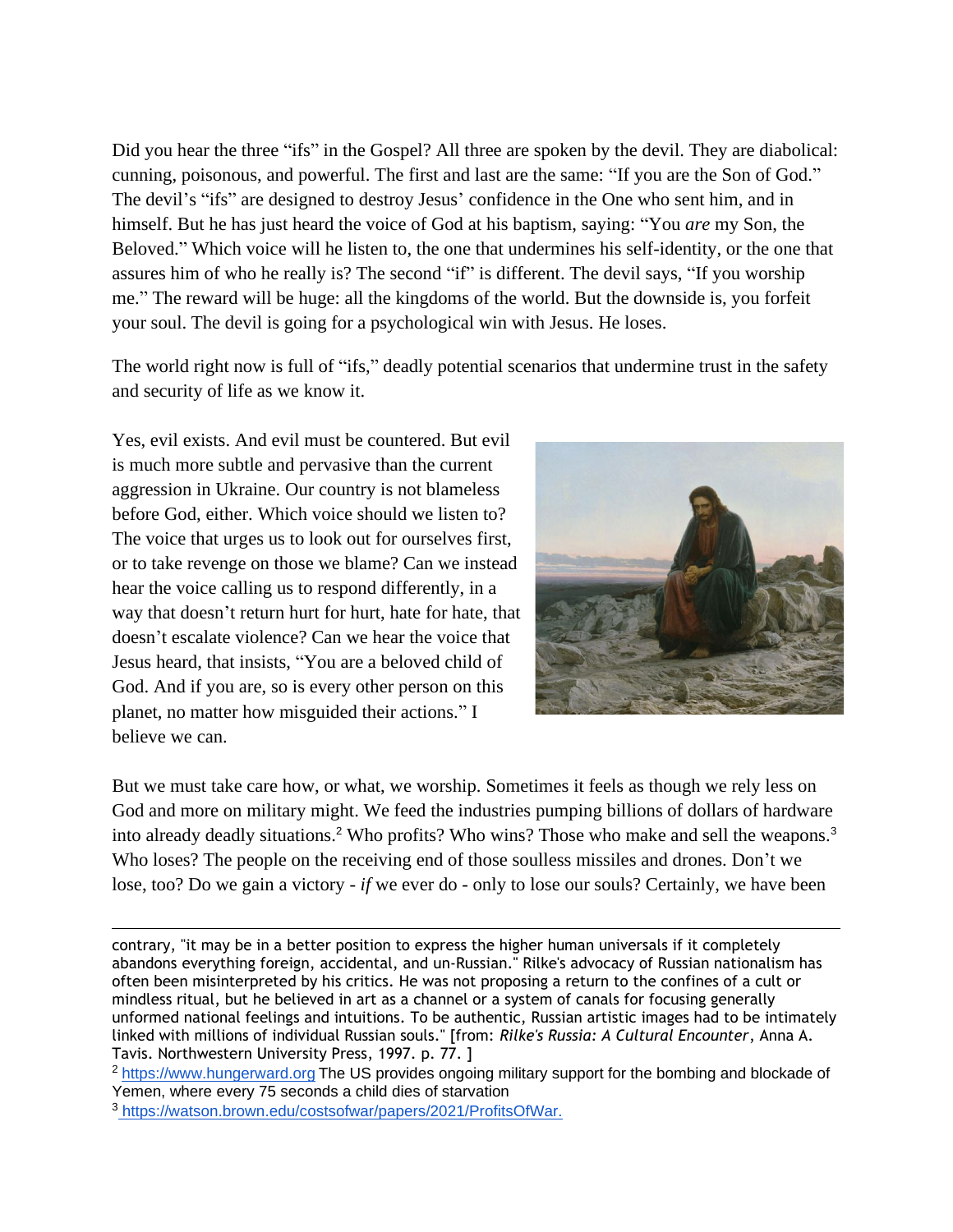Did you hear the three "ifs" in the Gospel? All three are spoken by the devil. They are diabolical: cunning, poisonous, and powerful. The first and last are the same: "If you are the Son of God." The devil's "ifs" are designed to destroy Jesus' confidence in the One who sent him, and in himself. But he has just heard the voice of God at his baptism, saying: "You *are* my Son, the Beloved." Which voice will he listen to, the one that undermines his self-identity, or the one that assures him of who he really is? The second "if" is different. The devil says, "If you worship me." The reward will be huge: all the kingdoms of the world. But the downside is, you forfeit your soul. The devil is going for a psychological win with Jesus. He loses.

The world right now is full of "ifs," deadly potential scenarios that undermine trust in the safety and security of life as we know it.

Yes, evil exists. And evil must be countered. But evil is much more subtle and pervasive than the current aggression in Ukraine. Our country is not blameless before God, either. Which voice should we listen to? The voice that urges us to look out for ourselves first, or to take revenge on those we blame? Can we instead hear the voice calling us to respond differently, in a way that doesn't return hurt for hurt, hate for hate, that doesn't escalate violence? Can we hear the voice that Jesus heard, that insists, "You are a beloved child of God. And if you are, so is every other person on this planet, no matter how misguided their actions." I believe we can.

But we must take care how, or what, we worship. Sometimes it feels as though we rely less on God and more on military might. We feed the industries pumping billions of dollars of hardware into already deadly situations.[2] Who profits? Who wins? Those who make and sell the weapons.[3] Who loses? The people on the receiving end of those soulless missiles and drones. Don't we lose, too? Do we gain a victory - *if* we ever do - only to lose our souls? Certainly, we have been

---

contrary, "it may be in a better position to express the higher human universals if it completely abandons everything foreign, accidental, and un-Russian." Rilke's advocacy of Russian nationalism has often been misinterpreted by his critics. He was not proposing a return to the confines of a cult or mindless ritual, but he believed in art as a channel or a system of canals for focusing generally unformed national feelings and intuitions. To be authentic, Russian artistic images had to be intimately linked with millions of individual Russian souls." [from: *Rilke's Russia: A Cultural Encounter*, Anna A. Tavis. Northwestern University Press, 1997. p. 77. ]

[2] https://www.hungerward.org The US provides ongoing military support for the bombing and blockade of Yemen, where every 75 seconds a child dies of starvation

[3] https://watson.brown.edu/costsofwar/papers/2021/ProfitsOfWar.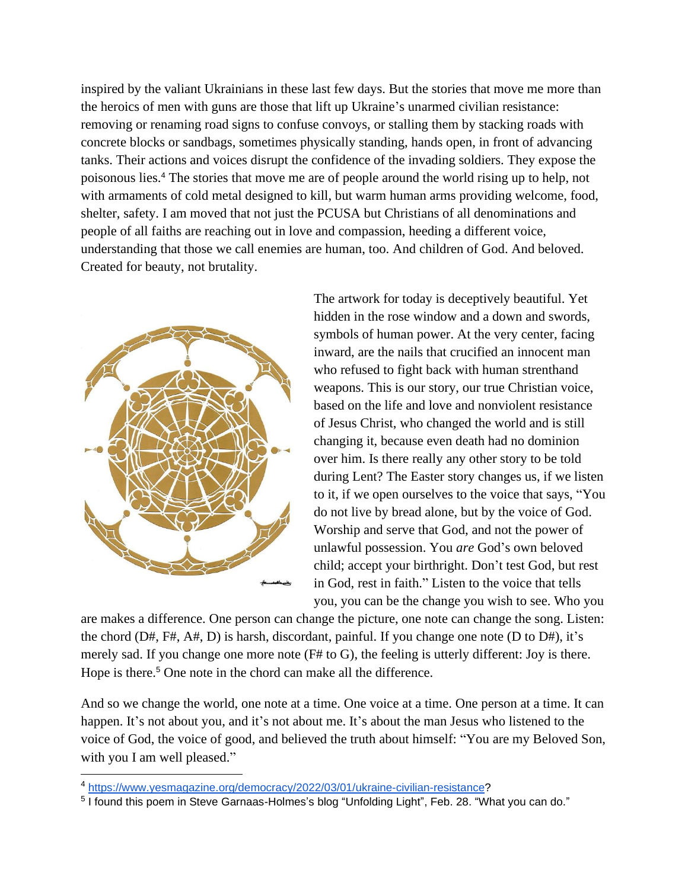inspired by the valiant Ukrainians in these last few days. But the stories that move me more than the heroics of men with guns are those that lift up Ukraine's unarmed civilian resistance: removing or renaming road signs to confuse convoys, or stalling them by stacking roads with concrete blocks or sandbags, sometimes physically standing, hands open, in front of advancing tanks. Their actions and voices disrupt the confidence of the invading soldiers. They expose the poisonous lies.[4] The stories that move me are of people around the world rising up to help, not with armaments of cold metal designed to kill, but warm human arms providing welcome, food, shelter, safety. I am moved that not just the PCUSA but Christians of all denominations and people of all faiths are reaching out in love and compassion, heeding a different voice, understanding that those we call enemies are human, too. And children of God. And beloved. Created for beauty, not brutality.

The artwork for today is deceptively beautiful. Yet hidden in the rose window and a down and swords, symbols of human power. At the very center, facing inward, are the nails that crucified an innocent man who refused to fight back with human strenthand weapons. This is our story, our true Christian voice, based on the life and love and nonviolent resistance of Jesus Christ, who changed the world and is still changing it, because even death had no dominion over him. Is there really any other story to be told during Lent? The Easter story changes us, if we listen to it, if we open ourselves to the voice that says, "You do not live by bread alone, but by the voice of God. Worship and serve that God, and not the power of unlawful possession. You *are* God's own beloved child; accept your birthright. Don't test God, but rest in God, rest in faith." Listen to the voice that tells you, you can be the change you wish to see. Who you are makes a difference. One person can change the picture, one note can change the song. Listen: the chord (D#, F#, A#, D) is harsh, discordant, painful. If you change one note (D to D#), it's merely sad. If you change one more note (F# to G), the feeling is utterly different: Joy is there. Hope is there.[5] One note in the chord can make all the difference.

And so we change the world, one note at a time. One voice at a time. One person at a time. It can happen. It's not about you, and it's not about me. It's about the man Jesus who listened to the voice of God, the voice of good, and believed the truth about himself: "You are my Beloved Son, with you I am well pleased."

---

[4] https://www.yesmagazine.org/democracy/2022/03/01/ukraine-civilian-resistance?

[5] I found this poem in Steve Garnaas-Holmes's blog "Unfolding Light", Feb. 28. "What you can do."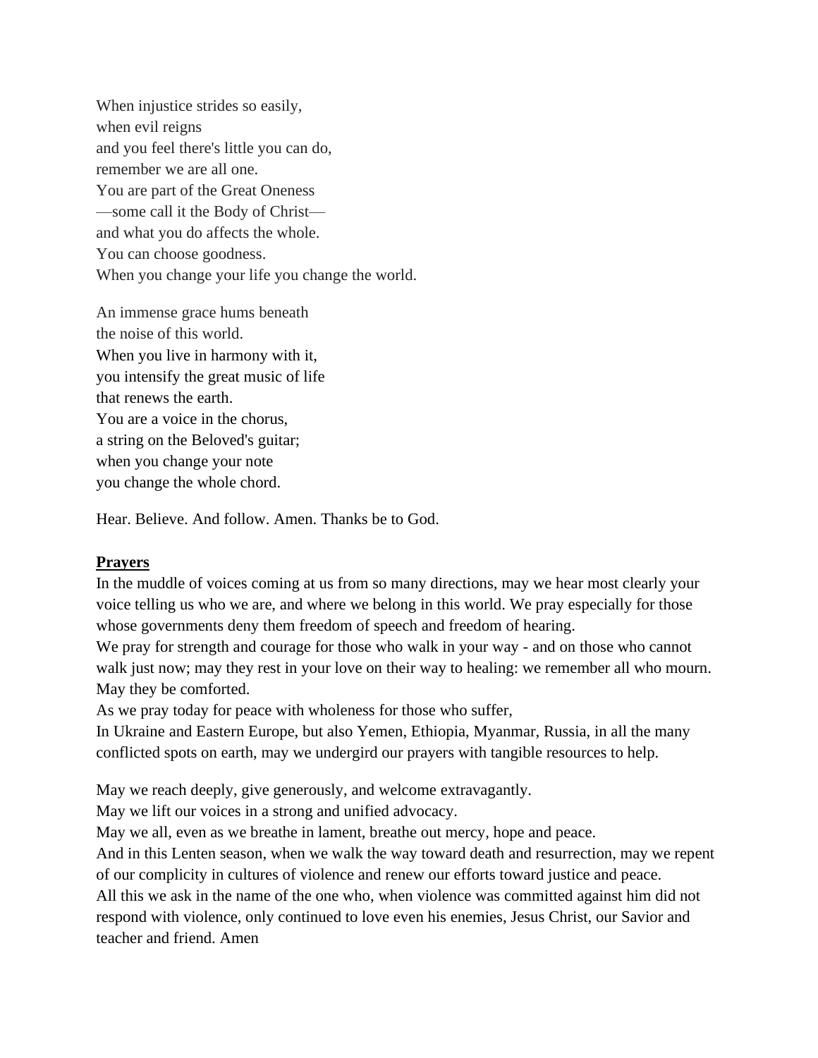When injustice strides so easily,  
when evil reigns  
and you feel there's little you can do,  
remember we are all one.  
You are part of the Great Oneness  
—some call it the Body of Christ—  
and what you do affects the whole.  
You can choose goodness.  
When you change your life you change the world.

An immense grace hums beneath  
the noise of this world.  
When you live in harmony with it,  
you intensify the great music of life  
that renews the earth.  
You are a voice in the chorus,  
a string on the Beloved's guitar;  
when you change your note  
you change the whole chord.

Hear. Believe. And follow. Amen. Thanks be to God.

**Prayers**

In the muddle of voices coming at us from so many directions, may we hear most clearly your voice telling us who we are, and where we belong in this world. We pray especially for those whose governments deny them freedom of speech and freedom of hearing.  
We pray for strength and courage for those who walk in your way - and on those who cannot walk just now; may they rest in your love on their way to healing: we remember all who mourn. May they be comforted.  
As we pray today for peace with wholeness for those who suffer,  
In Ukraine and Eastern Europe, but also Yemen, Ethiopia, Myanmar, Russia, in all the many conflicted spots on earth, may we undergird our prayers with tangible resources to help.

May we reach deeply, give generously, and welcome extravagantly.  
May we lift our voices in a strong and unified advocacy.  
May we all, even as we breathe in lament, breathe out mercy, hope and peace.  
And in this Lenten season, when we walk the way toward death and resurrection, may we repent of our complicity in cultures of violence and renew our efforts toward justice and peace.  
All this we ask in the name of the one who, when violence was committed against him did not respond with violence, only continued to love even his enemies, Jesus Christ, our Savior and teacher and friend. Amen